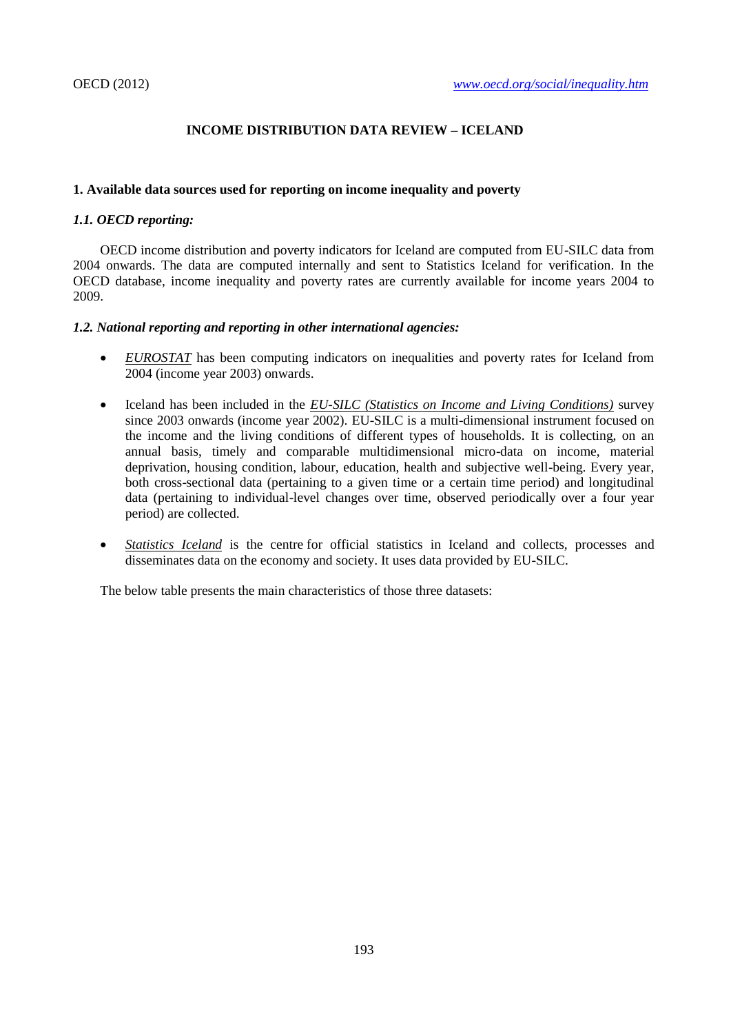# INCOME DISTRIBUTION DATA REVIEW – ICELAND

## 1. Available data sources used for reporting on income inequality and poverty

### *1.1. OECD reporting:*

OECD income distribution and poverty indicators for Iceland are computed from EU-SILC data from 2004 onwards. The data are computed internally and sent to Statistics Iceland for verification. In the OECD database, income inequality and poverty rates are currently available for income years 2004 to 2009.

### *1.2. National reporting and reporting in other international agencies:*

- *EUROSTAT* has been computing indicators on inequalities and poverty rates for Iceland from 2004 (income year 2003) onwards.
- Iceland has been included in the *EU-SILC (Statistics on Income and Living Conditions)* survey since 2003 onwards (income year 2002). EU-SILC is a multi-dimensional instrument focused on the income and the living conditions of different types of households. It is collecting, on an annual basis, timely and comparable multidimensional micro-data on income, material deprivation, housing condition, labour, education, health and subjective well-being. Every year, both cross-sectional data (pertaining to a given time or a certain time period) and longitudinal data (pertaining to individual-level changes over time, observed periodically over a four year period) are collected.
- *Statistics Iceland* is the centre for official statistics in Iceland and collects, processes and disseminates data on the economy and society. It uses data provided by EU-SILC.

The below table presents the main characteristics of those three datasets: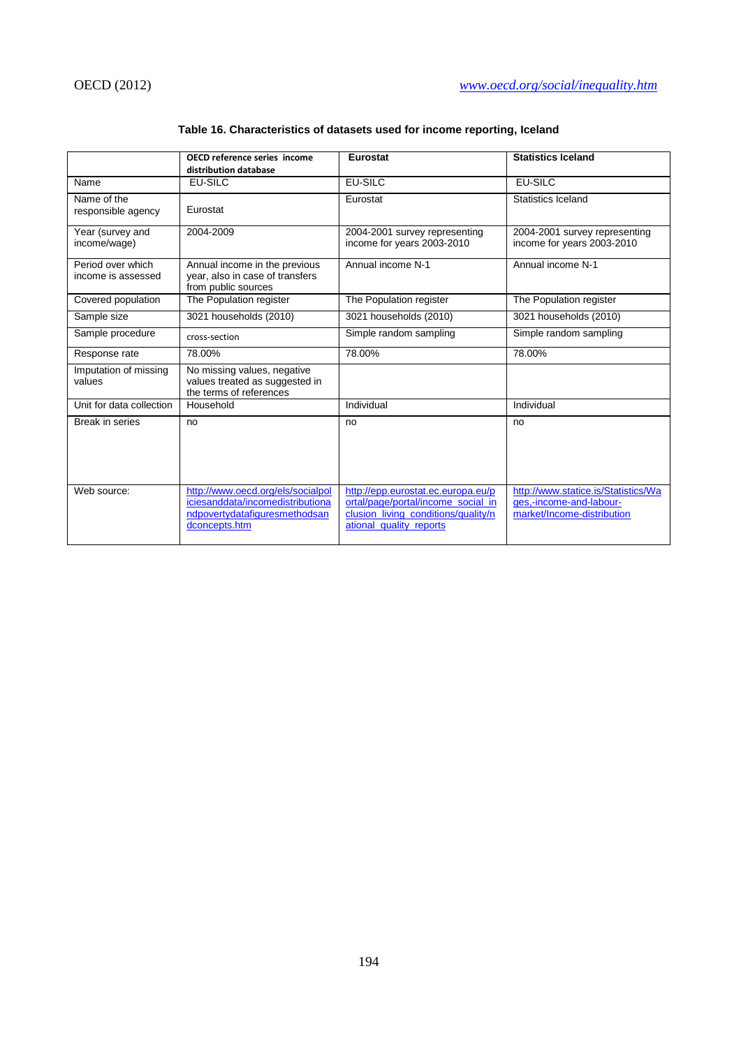**Table 16. Characteristics of datasets used for income reporting, Iceland**

| | OECD reference series income distribution database | Eurostat | Statistics Iceland |
|---|---|---|---|
| Name | EU-SILC | EU-SILC | EU-SILC |
| Name of the responsible agency | Eurostat | Eurostat | Statistics Iceland |
| Year (survey and income/wage) | 2004-2009 | 2004-2001 survey representing income for years 2003-2010 | 2004-2001 survey representing income for years 2003-2010 |
| Period over which income is assessed | Annual income in the previous year, also in case of transfers from public sources | Annual income N-1 | Annual income N-1 |
| Covered population | The Population register | The Population register | The Population register |
| Sample size | 3021 households (2010) | 3021 households (2010) | 3021 households (2010) |
| Sample procedure | cross-section | Simple random sampling | Simple random sampling |
| Response rate | 78.00% | 78.00% | 78.00% |
| Imputation of missing values | No missing values, negative values treated as suggested in the terms of references | | |
| Unit for data collection | Household | Individual | Individual |
| Break in series | no | no | no |
| Web source: | http://www.oecd.org/els/socialpoliciesanddata/incomedistributionandpovertydatafiguresmethodsandconcepts.htm | http://epp.eurostat.ec.europa.eu/portal/page/portal/income_social_inclusion_living_conditions/quality/national_quality_reports | http://www.statice.is/Statistics/Wages,-income-and-labour-market/Income-distribution |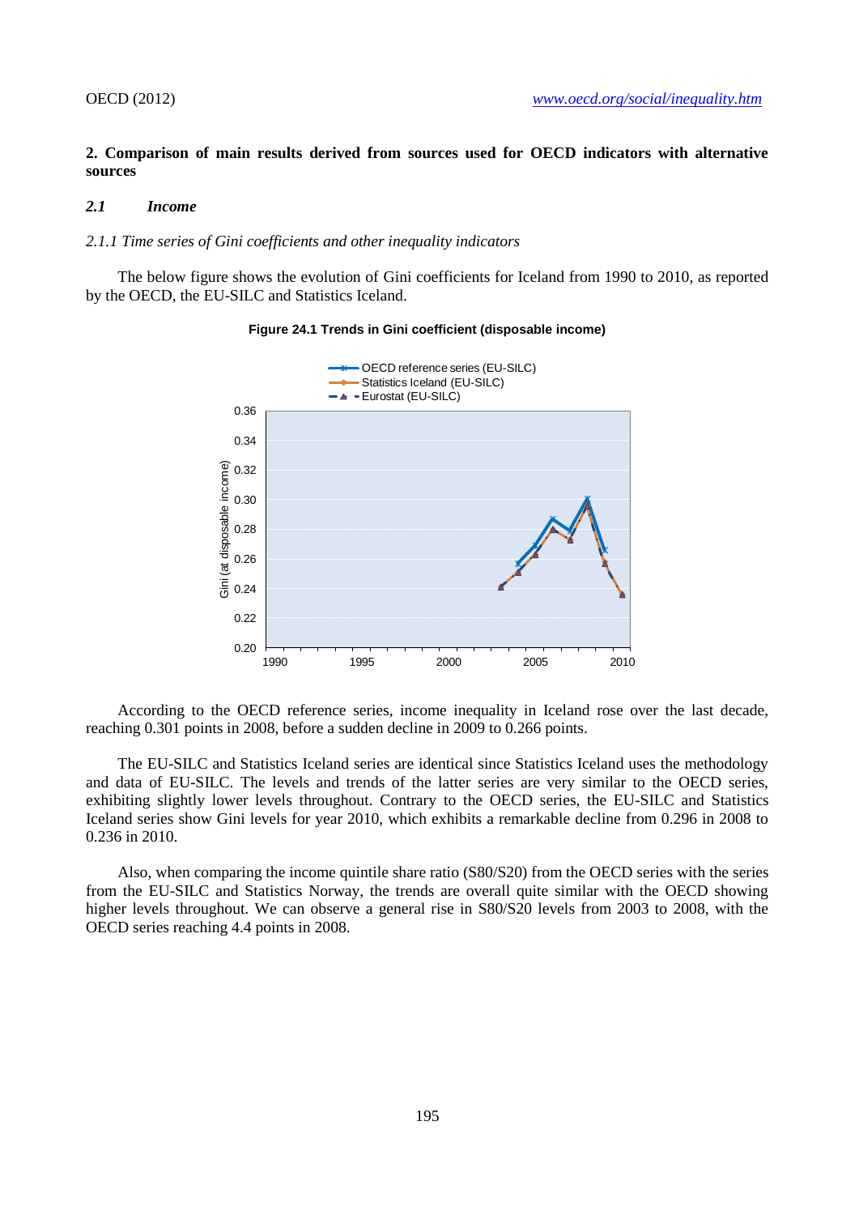## 2. Comparison of main results derived from sources used for OECD indicators with alternative sources

### *2.1 Income*

*2.1.1 Time series of Gini coefficients and other inequality indicators*

The below figure shows the evolution of Gini coefficients for Iceland from 1990 to 2010, as reported by the OECD, the EU-SILC and Statistics Iceland.

**Figure 24.1 Trends in Gini coefficient (disposable income)**

According to the OECD reference series, income inequality in Iceland rose over the last decade, reaching 0.301 points in 2008, before a sudden decline in 2009 to 0.266 points.

The EU-SILC and Statistics Iceland series are identical since Statistics Iceland uses the methodology and data of EU-SILC. The levels and trends of the latter series are very similar to the OECD series, exhibiting slightly lower levels throughout. Contrary to the OECD series, the EU-SILC and Statistics Iceland series show Gini levels for year 2010, which exhibits a remarkable decline from 0.296 in 2008 to 0.236 in 2010.

Also, when comparing the income quintile share ratio (S80/S20) from the OECD series with the series from the EU-SILC and Statistics Norway, the trends are overall quite similar with the OECD showing higher levels throughout. We can observe a general rise in S80/S20 levels from 2003 to 2008, with the OECD series reaching 4.4 points in 2008.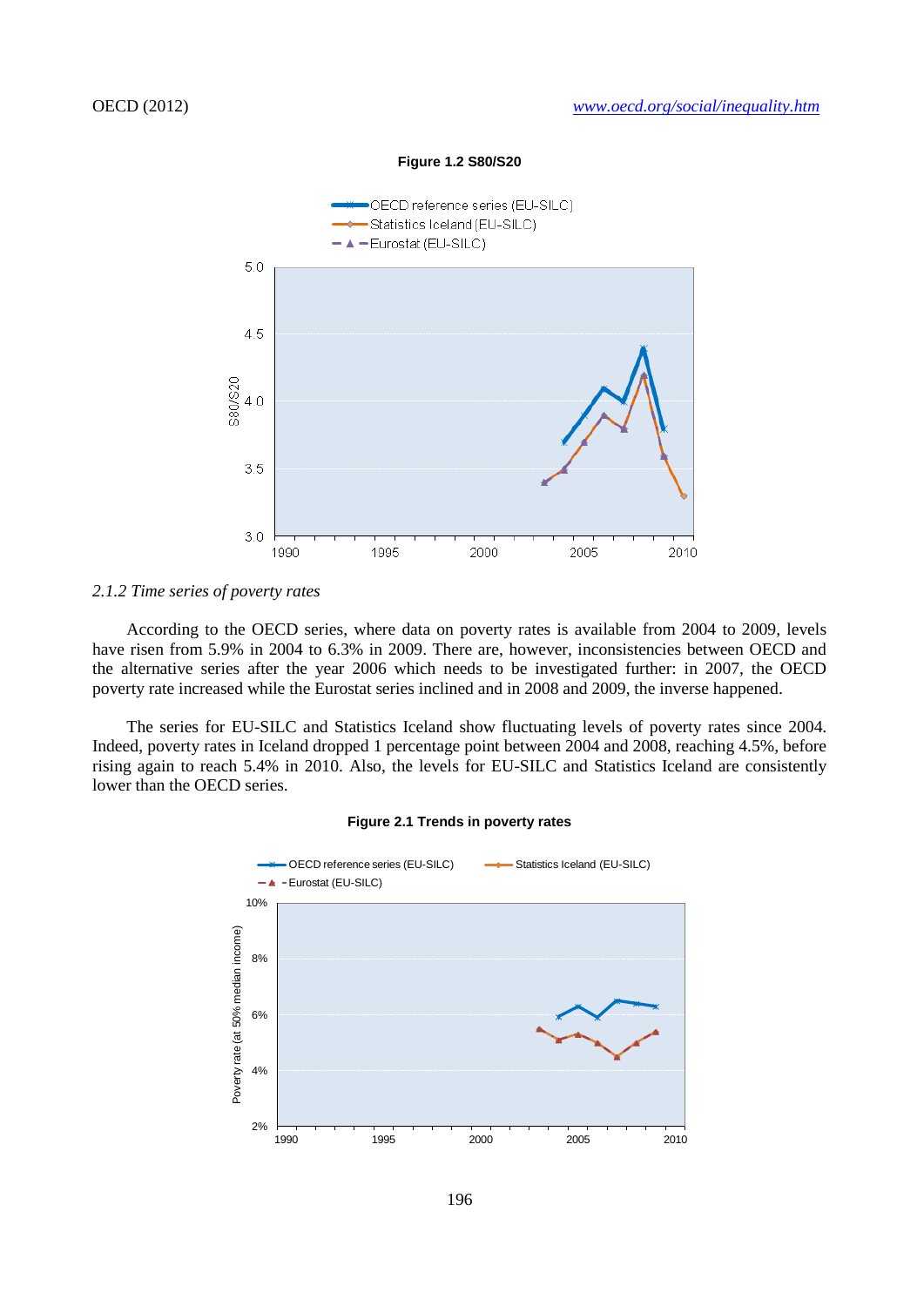**Figure 1.2 S80/S20**

### 2.1.2 *Time series of poverty rates*

According to the OECD series, where data on poverty rates is available from 2004 to 2009, levels have risen from 5.9% in 2004 to 6.3% in 2009. There are, however, inconsistencies between OECD and the alternative series after the year 2006 which needs to be investigated further: in 2007, the OECD poverty rate increased while the Eurostat series inclined and in 2008 and 2009, the inverse happened.

The series for EU-SILC and Statistics Iceland show fluctuating levels of poverty rates since 2004. Indeed, poverty rates in Iceland dropped 1 percentage point between 2004 and 2008, reaching 4.5%, before rising again to reach 5.4% in 2010. Also, the levels for EU-SILC and Statistics Iceland are consistently lower than the OECD series.

**Figure 2.1 Trends in poverty rates**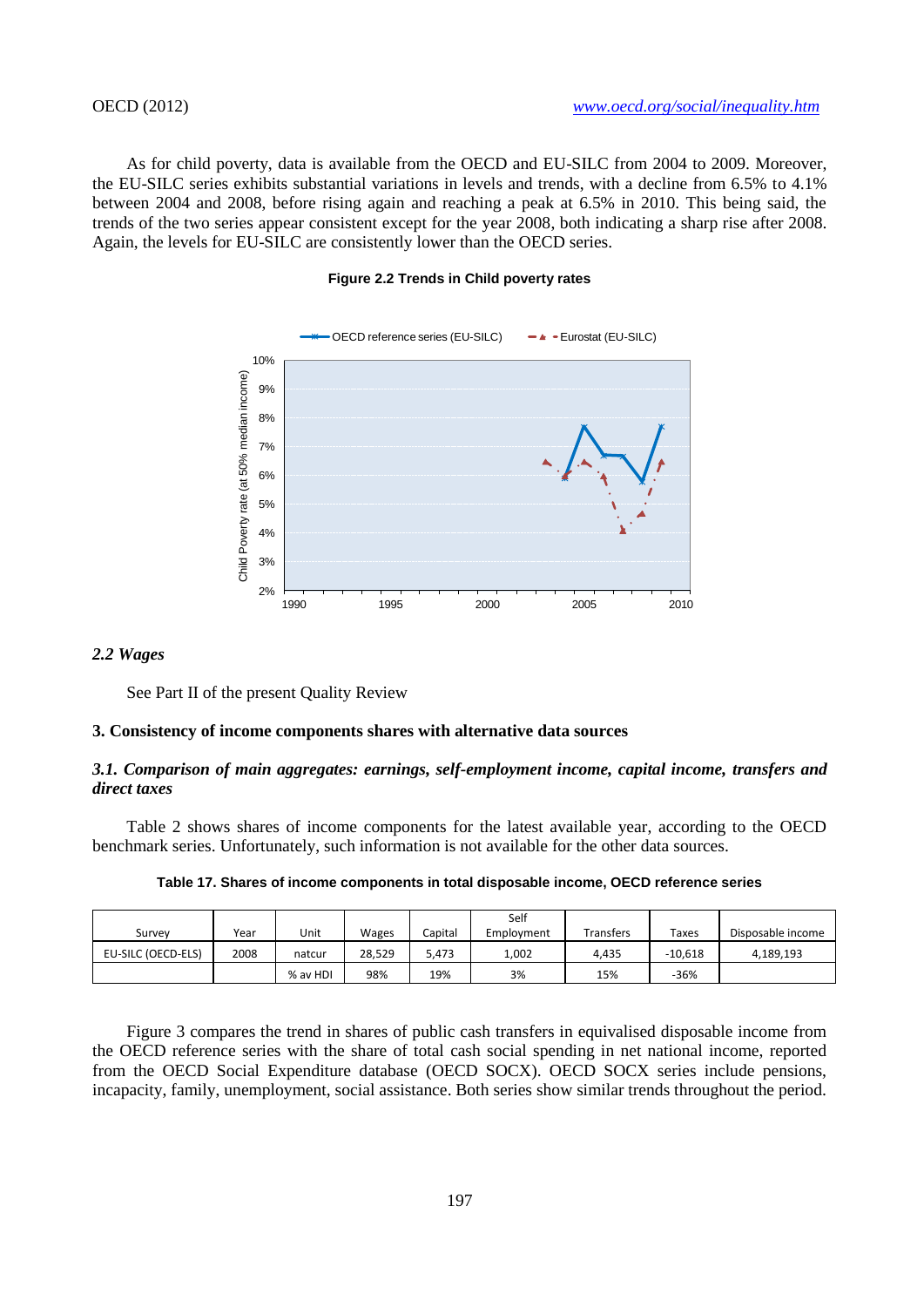As for child poverty, data is available from the OECD and EU-SILC from 2004 to 2009. Moreover, the EU-SILC series exhibits substantial variations in levels and trends, with a decline from 6.5% to 4.1% between 2004 and 2008, before rising again and reaching a peak at 6.5% in 2010. This being said, the trends of the two series appear consistent except for the year 2008, both indicating a sharp rise after 2008. Again, the levels for EU-SILC are consistently lower than the OECD series.

**Figure 2.2 Trends in Child poverty rates**

### *2.2 Wages*

See Part II of the present Quality Review

## 3. Consistency of income components shares with alternative data sources

### *3.1. Comparison of main aggregates: earnings, self-employment income, capital income, transfers and direct taxes*

Table 2 shows shares of income components for the latest available year, according to the OECD benchmark series. Unfortunately, such information is not available for the other data sources.

**Table 17. Shares of income components in total disposable income, OECD reference series**

| Survey | Year | Unit | Wages | Capital | Self Employment | Transfers | Taxes | Disposable income |
|---|---|---|---|---|---|---|---|---|
| EU-SILC (OECD-ELS) | 2008 | natcur | 28,529 | 5,473 | 1,002 | 4,435 | -10,618 | 4,189,193 |
| | | % av HDI | 98% | 19% | 3% | 15% | -36% | |

Figure 3 compares the trend in shares of public cash transfers in equivalised disposable income from the OECD reference series with the share of total cash social spending in net national income, reported from the OECD Social Expenditure database (OECD SOCX). OECD SOCX series include pensions, incapacity, family, unemployment, social assistance. Both series show similar trends throughout the period.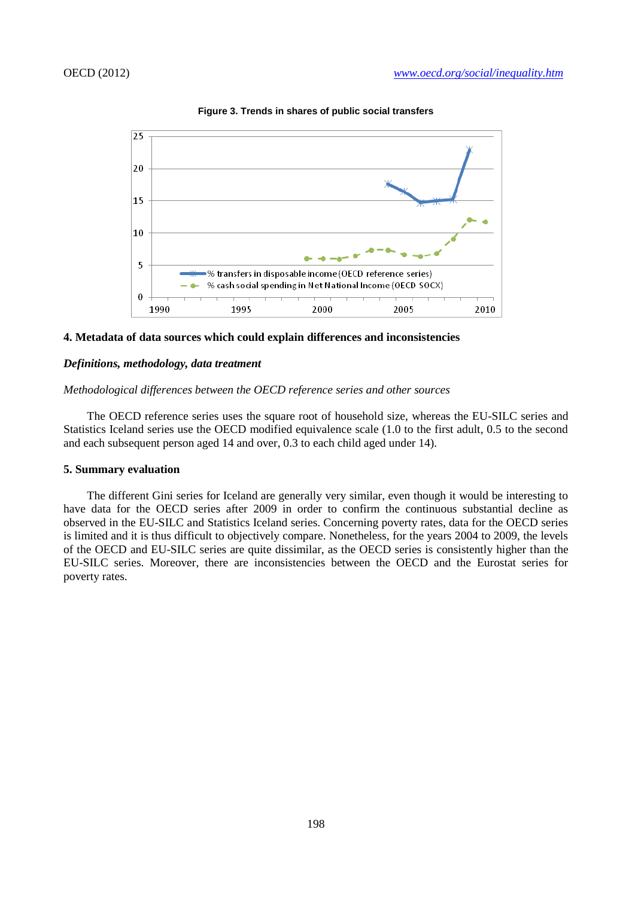**Figure 3. Trends in shares of public social transfers**

25
20
15
10
5
0
1990
1995
2000
2005
2010

% transfers in disposable income (OECD reference series)
% cash social spending in Net National Income (OECD SOCX)

### 4. Metadata of data sources which could explain differences and inconsistencies

***Definitions, methodology, data treatment***

*Methodological differences between the OECD reference series and other sources*

The OECD reference series uses the square root of household size, whereas the EU-SILC series and Statistics Iceland series use the OECD modified equivalence scale (1.0 to the first adult, 0.5 to the second and each subsequent person aged 14 and over, 0.3 to each child aged under 14).

### 5. Summary evaluation

The different Gini series for Iceland are generally very similar, even though it would be interesting to have data for the OECD series after 2009 in order to confirm the continuous substantial decline as observed in the EU-SILC and Statistics Iceland series. Concerning poverty rates, data for the OECD series is limited and it is thus difficult to objectively compare. Nonetheless, for the years 2004 to 2009, the levels of the OECD and EU-SILC series are quite dissimilar, as the OECD series is consistently higher than the EU-SILC series. Moreover, there are inconsistencies between the OECD and the Eurostat series for poverty rates.